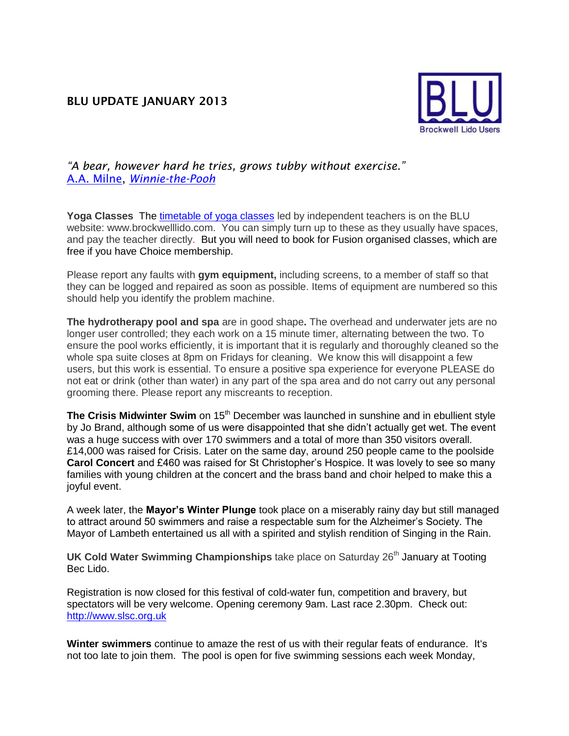# BLU UPDATE JANUARY 2013

BLU Brockwell Lido Users

*"A bear, however hard he tries, grows tubby without exercise."*
A.A. Milne, *Winnie-the-Pooh*

**Yoga Classes** The timetable of yoga classes led by independent teachers is on the BLU website: www.brockwelllido.com. You can simply turn up to these as they usually have spaces, and pay the teacher directly. But you will need to book for Fusion organised classes, which are free if you have Choice membership.

Please report any faults with **gym equipment,** including screens, to a member of staff so that they can be logged and repaired as soon as possible. Items of equipment are numbered so this should help you identify the problem machine.

**The hydrotherapy pool and spa** are in good shape**.** The overhead and underwater jets are no longer user controlled; they each work on a 15 minute timer, alternating between the two. To ensure the pool works efficiently, it is important that it is regularly and thoroughly cleaned so the whole spa suite closes at 8pm on Fridays for cleaning. We know this will disappoint a few users, but this work is essential. To ensure a positive spa experience for everyone PLEASE do not eat or drink (other than water) in any part of the spa area and do not carry out any personal grooming there. Please report any miscreants to reception.

**The Crisis Midwinter Swim** on 15th December was launched in sunshine and in ebullient style by Jo Brand, although some of us were disappointed that she didn't actually get wet. The event was a huge success with over 170 swimmers and a total of more than 350 visitors overall. £14,000 was raised for Crisis. Later on the same day, around 250 people came to the poolside **Carol Concert** and £460 was raised for St Christopher's Hospice. It was lovely to see so many families with young children at the concert and the brass band and choir helped to make this a joyful event.

A week later, the **Mayor's Winter Plunge** took place on a miserably rainy day but still managed to attract around 50 swimmers and raise a respectable sum for the Alzheimer's Society. The Mayor of Lambeth entertained us all with a spirited and stylish rendition of Singing in the Rain.

**UK Cold Water Swimming Championships** take place on Saturday 26th January at Tooting Bec Lido.

Registration is now closed for this festival of cold-water fun, competition and bravery, but spectators will be very welcome. Opening ceremony 9am. Last race 2.30pm. Check out: http://www.slsc.org.uk

**Winter swimmers** continue to amaze the rest of us with their regular feats of endurance. It's not too late to join them. The pool is open for five swimming sessions each week Monday,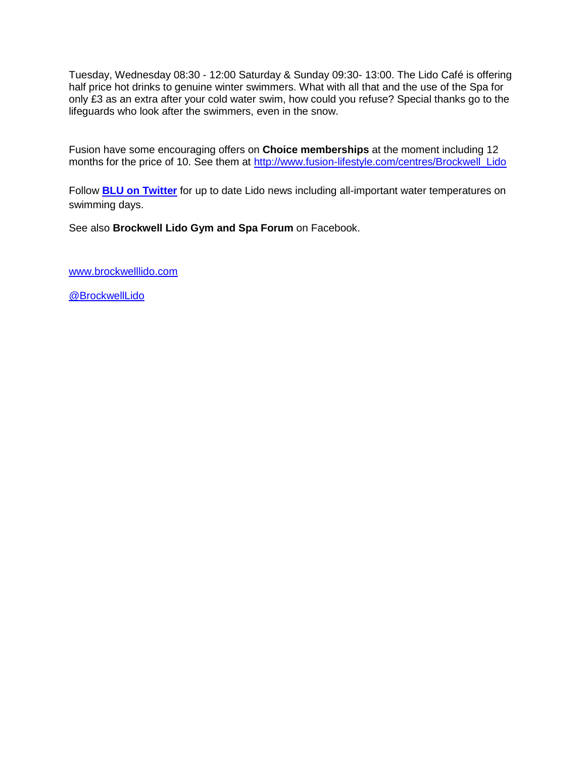Tuesday, Wednesday 08:30 - 12:00 Saturday & Sunday 09:30- 13:00. The Lido Café is offering half price hot drinks to genuine winter swimmers. What with all that and the use of the Spa for only £3 as an extra after your cold water swim, how could you refuse? Special thanks go to the lifeguards who look after the swimmers, even in the snow.

Fusion have some encouraging offers on **Choice memberships** at the moment including 12 months for the price of 10. See them at http://www.fusion-lifestyle.com/centres/Brockwell_Lido

Follow **BLU on Twitter** for up to date Lido news including all-important water temperatures on swimming days.

See also **Brockwell Lido Gym and Spa Forum** on Facebook.

www.brockwelllido.com

@BrockwellLido